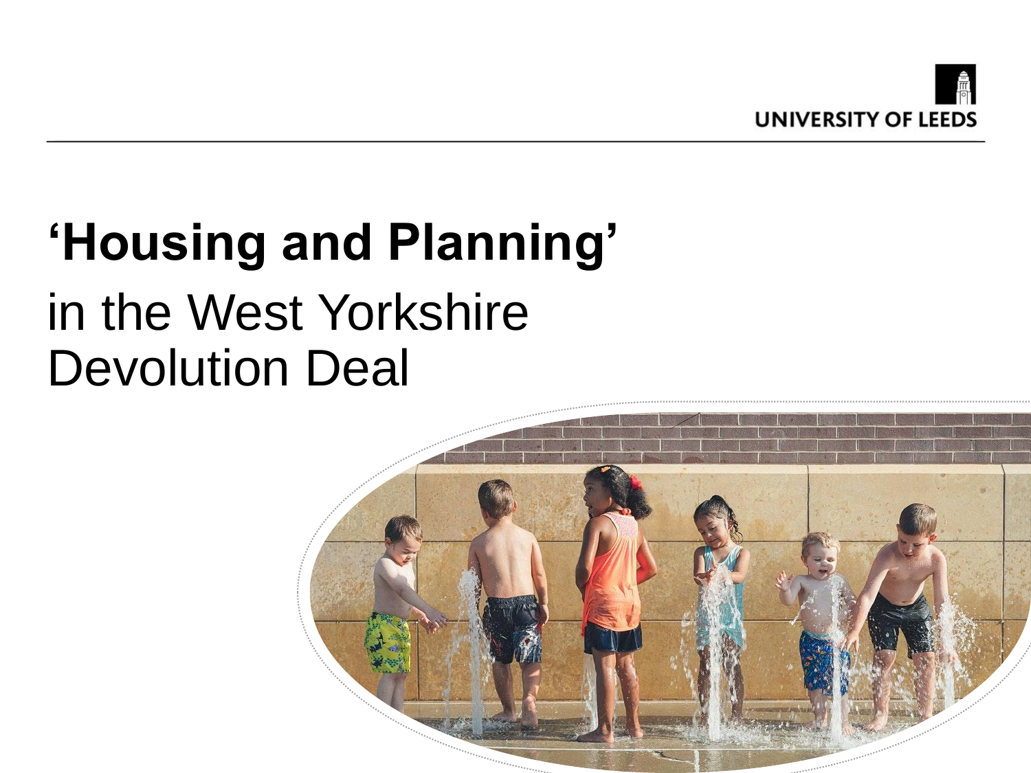UNIVERSITY OF LEEDS

# **‘Housing and Planning’**

# in the West Yorkshire Devolution Deal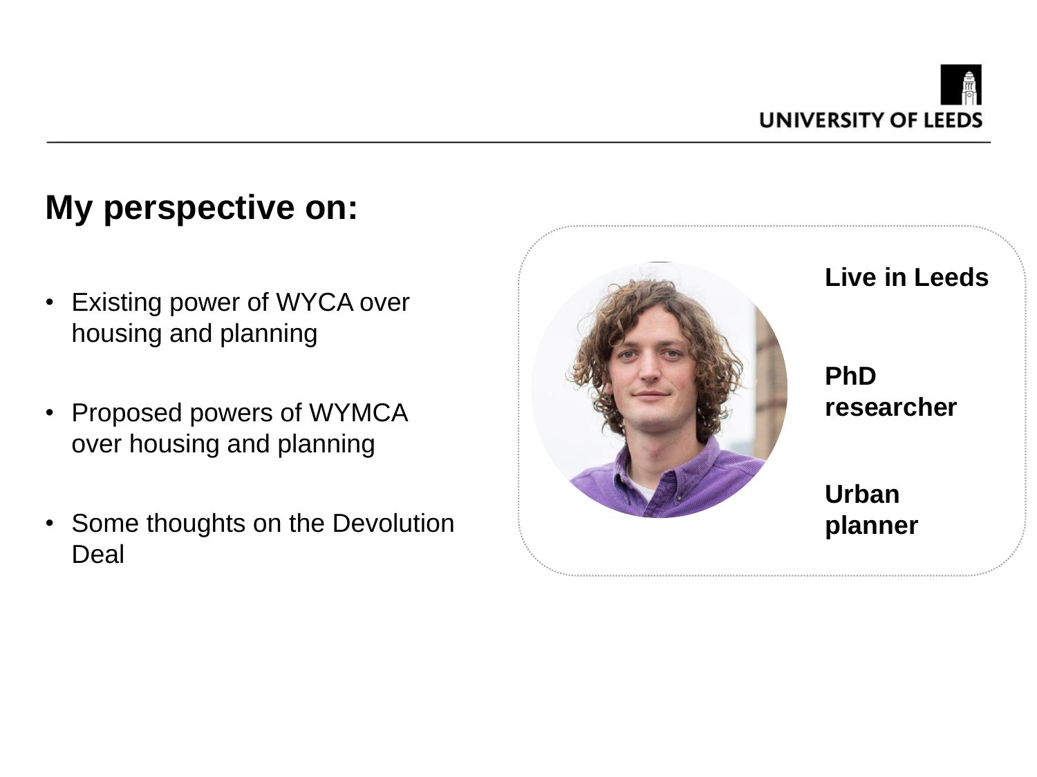## My perspective on:

- Existing power of WYCA over housing and planning
- Proposed powers of WYMCA over housing and planning
- Some thoughts on the Devolution Deal

**Live in Leeds**

**PhD researcher**

**Urban planner**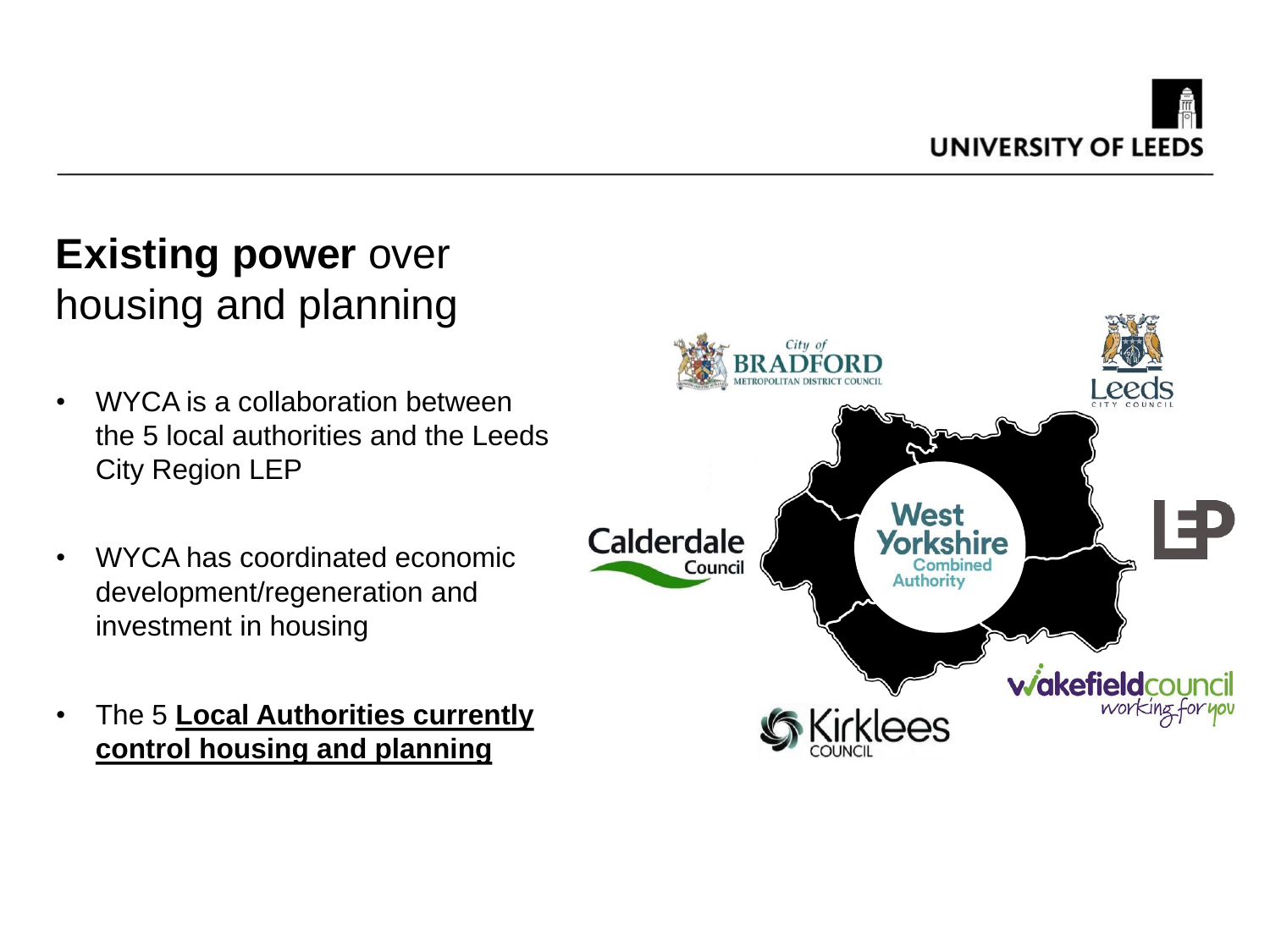# **Existing power** over housing and planning

- WYCA is a collaboration between the 5 local authorities and the Leeds City Region LEP
- WYCA has coordinated economic development/regeneration and investment in housing
- The 5 **Local Authorities currently control housing and planning**

City of BRADFORD METROPOLITAN DISTRICT COUNCIL

Leeds CITY COUNCIL

Calderdale Council

West Yorkshire Combined Authority

LEP

wakefieldcouncil working for you

Kirklees COUNCIL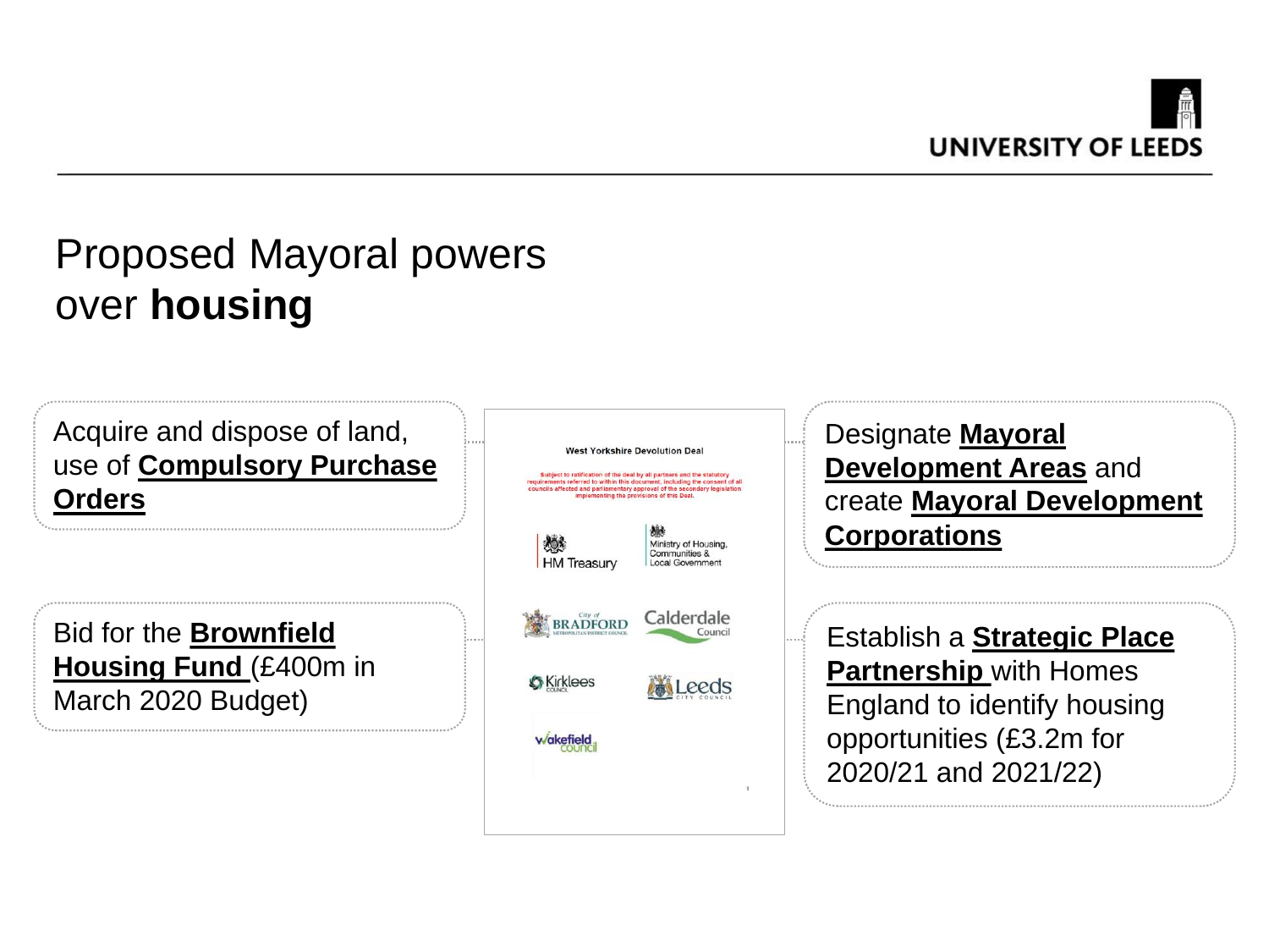# Proposed Mayoral powers over **housing**

Acquire and dispose of land, use of **Compulsory Purchase Orders**

Bid for the **Brownfield Housing Fund** (£400m in March 2020 Budget)

West Yorkshire Devolution Deal

Subject to ratification of the deal by all partners and the statutory requirements referred to within this document, including the consent of all councils affected and parliamentary approval of the secondary legislation implementing the provisions of this Deal.

HM Treasury

Ministry of Housing, Communities & Local Government

City of Bradford Metropolitan District Council

Calderdale Council

Kirklees Council

Leeds City Council

Wakefield council

Designate **Mayoral Development Areas** and create **Mayoral Development Corporations**

Establish a **Strategic Place Partnership** with Homes England to identify housing opportunities (£3.2m for 2020/21 and 2021/22)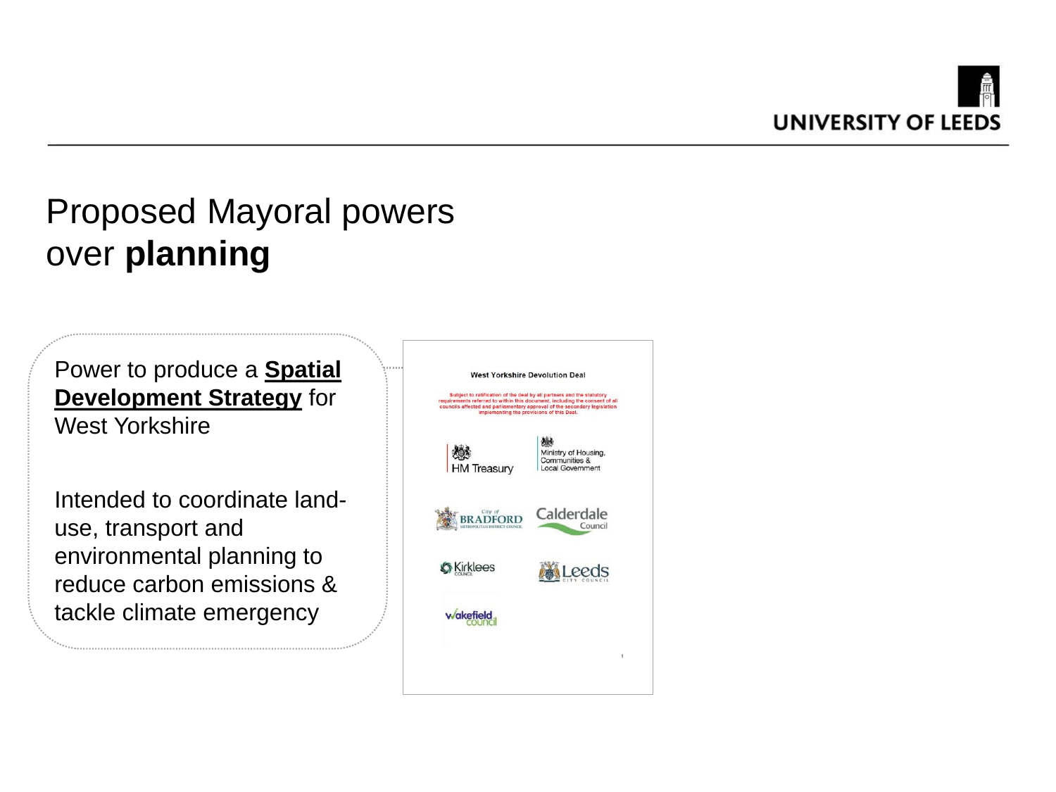# Proposed Mayoral powers over **planning**

Power to produce a **Spatial Development Strategy** for West Yorkshire

Intended to coordinate land-use, transport and environmental planning to reduce carbon emissions & tackle climate emergency

West Yorkshire Devolution Deal

Subject to ratification of the deal by all partners and the statutory requirements referred to within this document, including the consent of all councils affected and parliamentary approval of the secondary legislation implementing the provisions of this Deal.

HM Treasury

Ministry of Housing, Communities & Local Government

City of Bradford Metropolitan District Council

Calderdale Council

Kirklees Council

Leeds City Council

Wakefield Council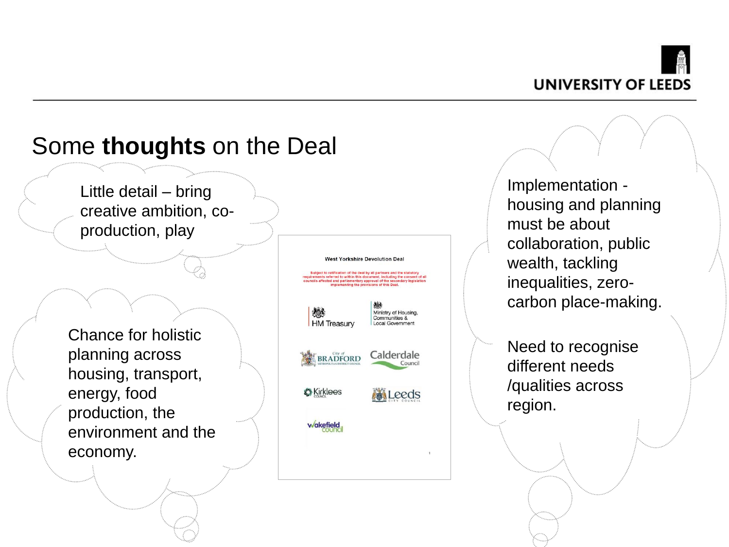# Some **thoughts** on the Deal

Little detail – bring creative ambition, co-production, play

Chance for holistic planning across housing, transport, energy, food production, the environment and the economy.

Implementation - housing and planning must be about collaboration, public wealth, tackling inequalities, zero-carbon place-making.

Need to recognise different needs /qualities across region.